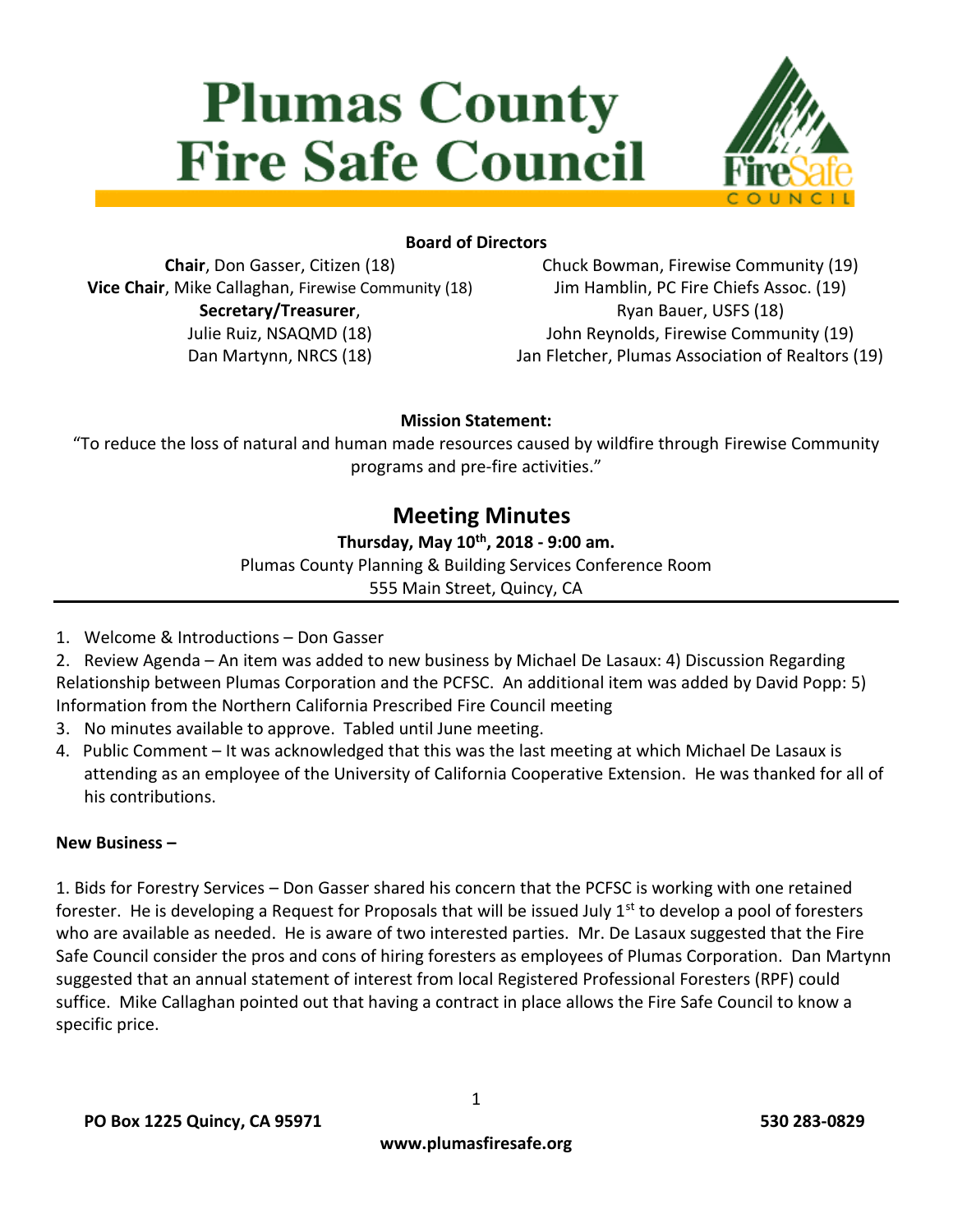# Plumas County Fire Safe Council

**Board of Directors**

**Chair**, Don Gasser, Citizen (18)
**Vice Chair**, Mike Callaghan, Firewise Community (18)
**Secretary/Treasurer**,
Julie Ruiz, NSAQMD (18)
Dan Martynn, NRCS (18)

Chuck Bowman, Firewise Community (19)
Jim Hamblin, PC Fire Chiefs Assoc. (19)
Ryan Bauer, USFS (18)
John Reynolds, Firewise Community (19)
Jan Fletcher, Plumas Association of Realtors (19)

**Mission Statement:**

"To reduce the loss of natural and human made resources caused by wildfire through Firewise Community programs and pre-fire activities."

## Meeting Minutes

**Thursday, May 10th, 2018 - 9:00 am.**

Plumas County Planning & Building Services Conference Room
555 Main Street, Quincy, CA

---

1. Welcome & Introductions – Don Gasser
2. Review Agenda – An item was added to new business by Michael De Lasaux: 4) Discussion Regarding Relationship between Plumas Corporation and the PCFSC. An additional item was added by David Popp: 5) Information from the Northern California Prescribed Fire Council meeting
3. No minutes available to approve. Tabled until June meeting.
4. Public Comment – It was acknowledged that this was the last meeting at which Michael De Lasaux is attending as an employee of the University of California Cooperative Extension. He was thanked for all of his contributions.

**New Business –**

1. Bids for Forestry Services – Don Gasser shared his concern that the PCFSC is working with one retained forester. He is developing a Request for Proposals that will be issued July 1st to develop a pool of foresters who are available as needed. He is aware of two interested parties. Mr. De Lasaux suggested that the Fire Safe Council consider the pros and cons of hiring foresters as employees of Plumas Corporation. Dan Martynn suggested that an annual statement of interest from local Registered Professional Foresters (RPF) could suffice. Mike Callaghan pointed out that having a contract in place allows the Fire Safe Council to know a specific price.

PO Box 1225 Quincy, CA 95971 530 283-0829
www.plumasfiresafe.org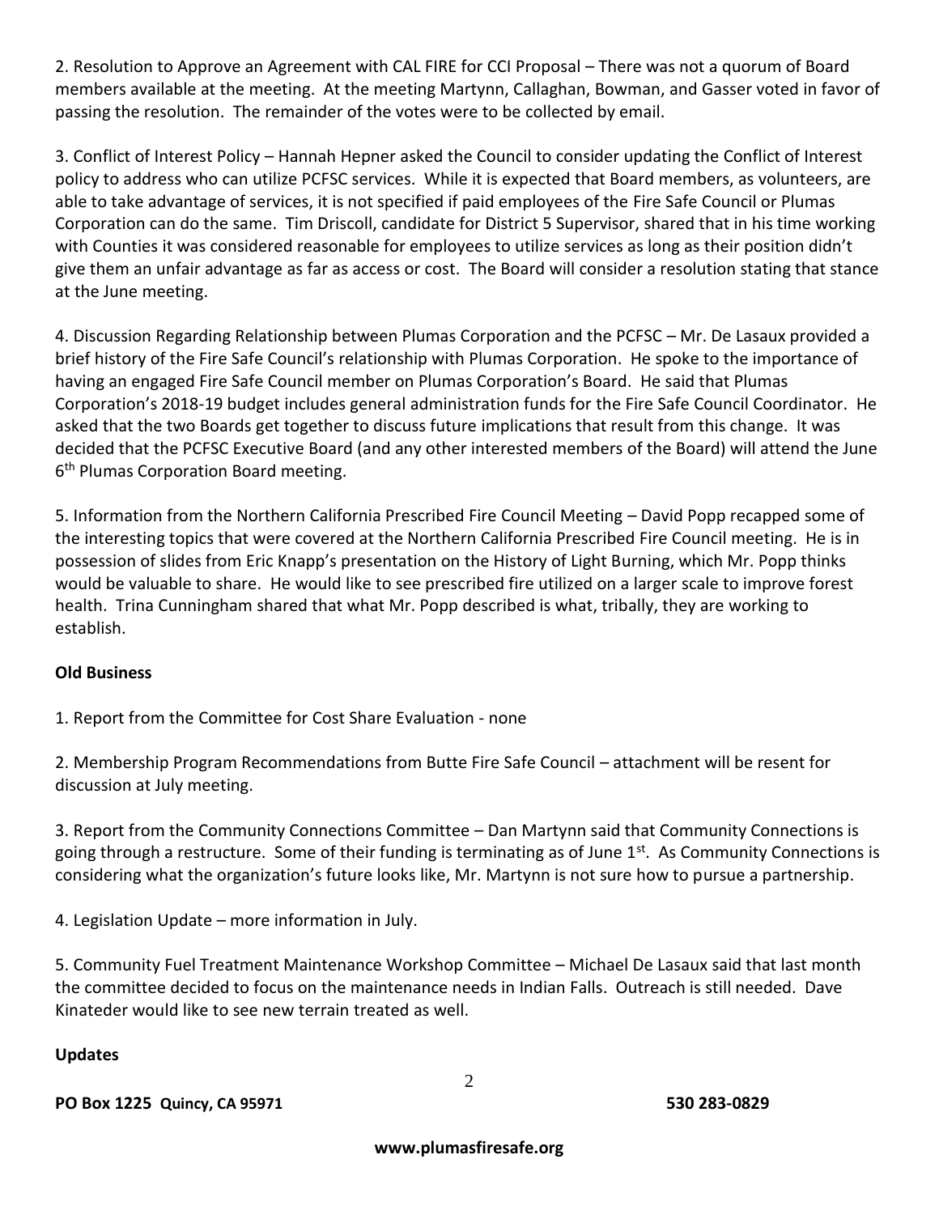2. Resolution to Approve an Agreement with CAL FIRE for CCI Proposal – There was not a quorum of Board members available at the meeting. At the meeting Martynn, Callaghan, Bowman, and Gasser voted in favor of passing the resolution. The remainder of the votes were to be collected by email.

3. Conflict of Interest Policy – Hannah Hepner asked the Council to consider updating the Conflict of Interest policy to address who can utilize PCFSC services. While it is expected that Board members, as volunteers, are able to take advantage of services, it is not specified if paid employees of the Fire Safe Council or Plumas Corporation can do the same. Tim Driscoll, candidate for District 5 Supervisor, shared that in his time working with Counties it was considered reasonable for employees to utilize services as long as their position didn't give them an unfair advantage as far as access or cost. The Board will consider a resolution stating that stance at the June meeting.

4. Discussion Regarding Relationship between Plumas Corporation and the PCFSC – Mr. De Lasaux provided a brief history of the Fire Safe Council's relationship with Plumas Corporation. He spoke to the importance of having an engaged Fire Safe Council member on Plumas Corporation's Board. He said that Plumas Corporation's 2018-19 budget includes general administration funds for the Fire Safe Council Coordinator. He asked that the two Boards get together to discuss future implications that result from this change. It was decided that the PCFSC Executive Board (and any other interested members of the Board) will attend the June 6th Plumas Corporation Board meeting.

5. Information from the Northern California Prescribed Fire Council Meeting – David Popp recapped some of the interesting topics that were covered at the Northern California Prescribed Fire Council meeting. He is in possession of slides from Eric Knapp's presentation on the History of Light Burning, which Mr. Popp thinks would be valuable to share. He would like to see prescribed fire utilized on a larger scale to improve forest health. Trina Cunningham shared that what Mr. Popp described is what, tribally, they are working to establish.

**Old Business**

1. Report from the Committee for Cost Share Evaluation - none

2. Membership Program Recommendations from Butte Fire Safe Council – attachment will be resent for discussion at July meeting.

3. Report from the Community Connections Committee – Dan Martynn said that Community Connections is going through a restructure. Some of their funding is terminating as of June 1st. As Community Connections is considering what the organization's future looks like, Mr. Martynn is not sure how to pursue a partnership.

4. Legislation Update – more information in July.

5. Community Fuel Treatment Maintenance Workshop Committee – Michael De Lasaux said that last month the committee decided to focus on the maintenance needs in Indian Falls. Outreach is still needed. Dave Kinateder would like to see new terrain treated as well.

**Updates**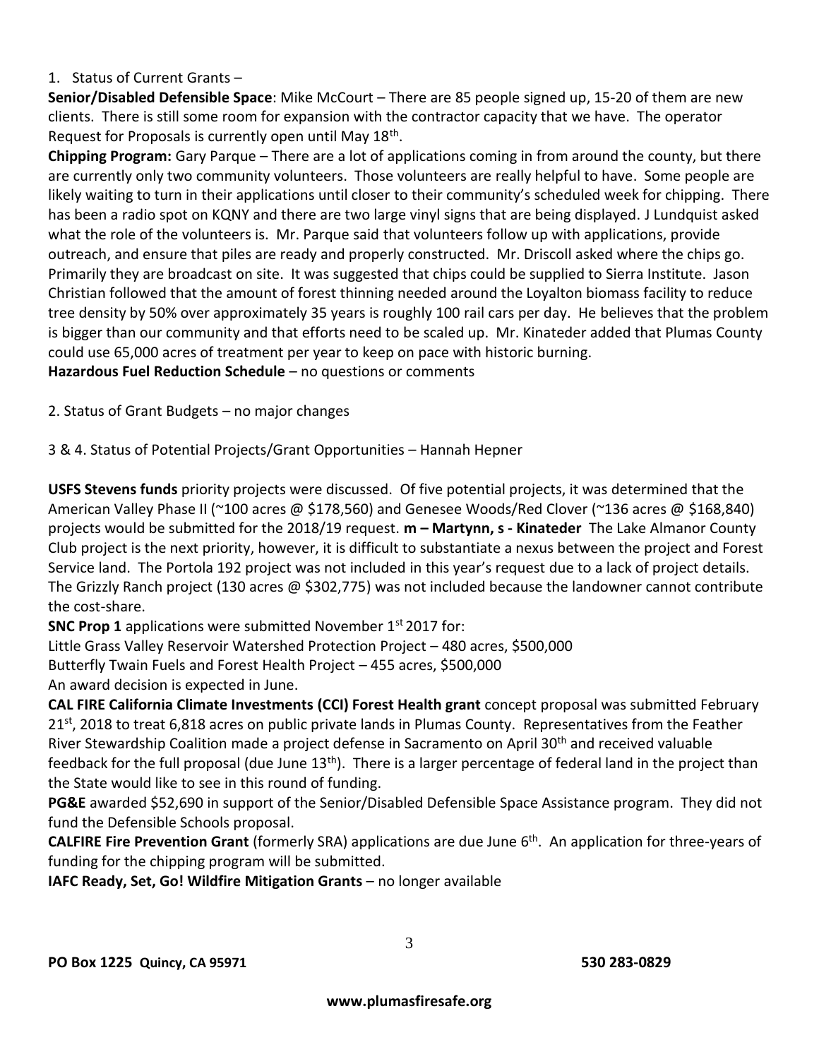1. Status of Current Grants –

**Senior/Disabled Defensible Space**: Mike McCourt – There are 85 people signed up, 15-20 of them are new clients. There is still some room for expansion with the contractor capacity that we have. The operator Request for Proposals is currently open until May 18th.

**Chipping Program:** Gary Parque – There are a lot of applications coming in from around the county, but there are currently only two community volunteers. Those volunteers are really helpful to have. Some people are likely waiting to turn in their applications until closer to their community's scheduled week for chipping. There has been a radio spot on KQNY and there are two large vinyl signs that are being displayed. J Lundquist asked what the role of the volunteers is. Mr. Parque said that volunteers follow up with applications, provide outreach, and ensure that piles are ready and properly constructed. Mr. Driscoll asked where the chips go. Primarily they are broadcast on site. It was suggested that chips could be supplied to Sierra Institute. Jason Christian followed that the amount of forest thinning needed around the Loyalton biomass facility to reduce tree density by 50% over approximately 35 years is roughly 100 rail cars per day. He believes that the problem is bigger than our community and that efforts need to be scaled up. Mr. Kinateder added that Plumas County could use 65,000 acres of treatment per year to keep on pace with historic burning.

**Hazardous Fuel Reduction Schedule** – no questions or comments

2. Status of Grant Budgets – no major changes

3 & 4. Status of Potential Projects/Grant Opportunities – Hannah Hepner

**USFS Stevens funds** priority projects were discussed. Of five potential projects, it was determined that the American Valley Phase II (~100 acres @ $178,560) and Genesee Woods/Red Clover (~136 acres @ $168,840) projects would be submitted for the 2018/19 request. **m – Martynn, s - Kinateder** The Lake Almanor County Club project is the next priority, however, it is difficult to substantiate a nexus between the project and Forest Service land. The Portola 192 project was not included in this year's request due to a lack of project details. The Grizzly Ranch project (130 acres @ $302,775) was not included because the landowner cannot contribute the cost-share.

**SNC Prop 1** applications were submitted November 1st 2017 for:

Little Grass Valley Reservoir Watershed Protection Project – 480 acres, $500,000

Butterfly Twain Fuels and Forest Health Project – 455 acres, $500,000

An award decision is expected in June.

**CAL FIRE California Climate Investments (CCI) Forest Health grant** concept proposal was submitted February 21st, 2018 to treat 6,818 acres on public private lands in Plumas County. Representatives from the Feather River Stewardship Coalition made a project defense in Sacramento on April 30th and received valuable feedback for the full proposal (due June 13th). There is a larger percentage of federal land in the project than the State would like to see in this round of funding.

**PG&E** awarded $52,690 in support of the Senior/Disabled Defensible Space Assistance program. They did not fund the Defensible Schools proposal.

**CALFIRE Fire Prevention Grant** (formerly SRA) applications are due June 6th. An application for three-years of funding for the chipping program will be submitted.

**IAFC Ready, Set, Go! Wildfire Mitigation Grants** – no longer available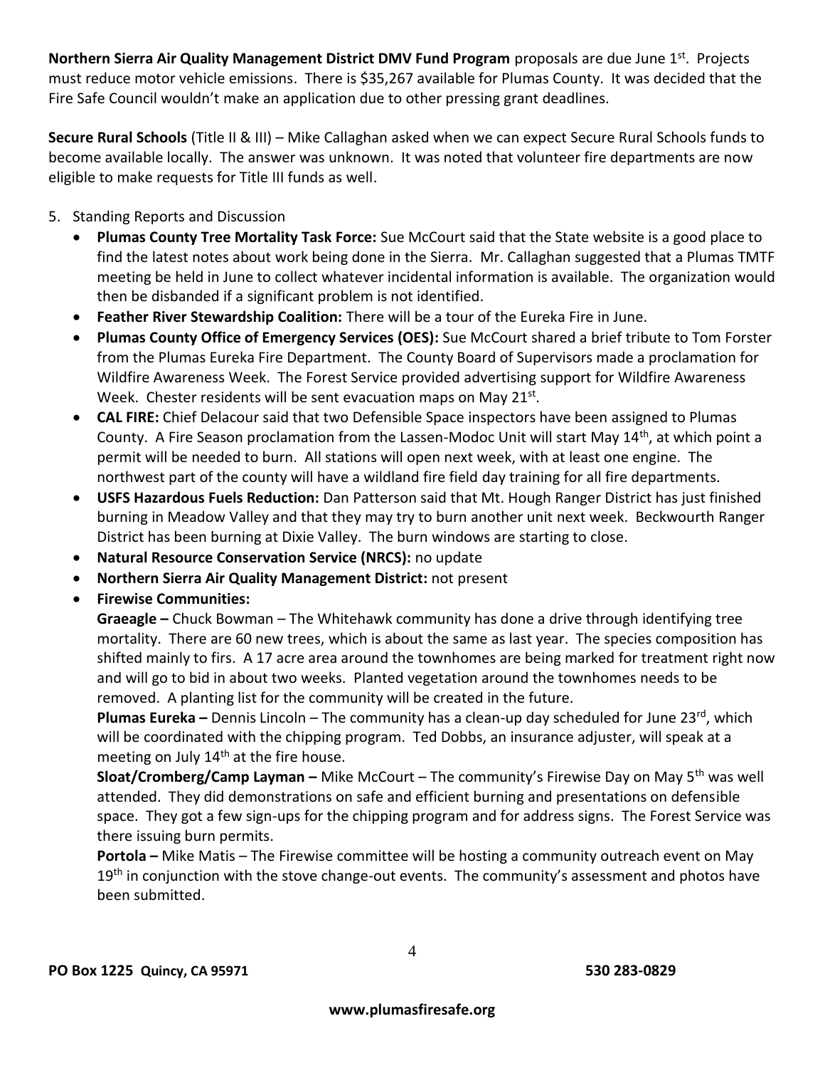**Northern Sierra Air Quality Management District DMV Fund Program** proposals are due June 1st. Projects must reduce motor vehicle emissions. There is $35,267 available for Plumas County. It was decided that the Fire Safe Council wouldn't make an application due to other pressing grant deadlines.

**Secure Rural Schools** (Title II & III) – Mike Callaghan asked when we can expect Secure Rural Schools funds to become available locally. The answer was unknown. It was noted that volunteer fire departments are now eligible to make requests for Title III funds as well.

5. Standing Reports and Discussion
   - **Plumas County Tree Mortality Task Force:** Sue McCourt said that the State website is a good place to find the latest notes about work being done in the Sierra. Mr. Callaghan suggested that a Plumas TMTF meeting be held in June to collect whatever incidental information is available. The organization would then be disbanded if a significant problem is not identified.
   - **Feather River Stewardship Coalition:** There will be a tour of the Eureka Fire in June.
   - **Plumas County Office of Emergency Services (OES):** Sue McCourt shared a brief tribute to Tom Forster from the Plumas Eureka Fire Department. The County Board of Supervisors made a proclamation for Wildfire Awareness Week. The Forest Service provided advertising support for Wildfire Awareness Week. Chester residents will be sent evacuation maps on May 21st.
   - **CAL FIRE:** Chief Delacour said that two Defensible Space inspectors have been assigned to Plumas County. A Fire Season proclamation from the Lassen-Modoc Unit will start May 14th, at which point a permit will be needed to burn. All stations will open next week, with at least one engine. The northwest part of the county will have a wildland fire field day training for all fire departments.
   - **USFS Hazardous Fuels Reduction:** Dan Patterson said that Mt. Hough Ranger District has just finished burning in Meadow Valley and that they may try to burn another unit next week. Beckwourth Ranger District has been burning at Dixie Valley. The burn windows are starting to close.
   - **Natural Resource Conservation Service (NRCS):** no update
   - **Northern Sierra Air Quality Management District:** not present
   - **Firewise Communities:**

     **Graeagle –** Chuck Bowman – The Whitehawk community has done a drive through identifying tree mortality. There are 60 new trees, which is about the same as last year. The species composition has shifted mainly to firs. A 17 acre area around the townhomes are being marked for treatment right now and will go to bid in about two weeks. Planted vegetation around the townhomes needs to be removed. A planting list for the community will be created in the future.

     **Plumas Eureka –** Dennis Lincoln – The community has a clean-up day scheduled for June 23rd, which will be coordinated with the chipping program. Ted Dobbs, an insurance adjuster, will speak at a meeting on July 14th at the fire house.

     **Sloat/Cromberg/Camp Layman –** Mike McCourt – The community's Firewise Day on May 5th was well attended. They did demonstrations on safe and efficient burning and presentations on defensible space. They got a few sign-ups for the chipping program and for address signs. The Forest Service was there issuing burn permits.

     **Portola –** Mike Matis – The Firewise committee will be hosting a community outreach event on May 19th in conjunction with the stove change-out events. The community's assessment and photos have been submitted.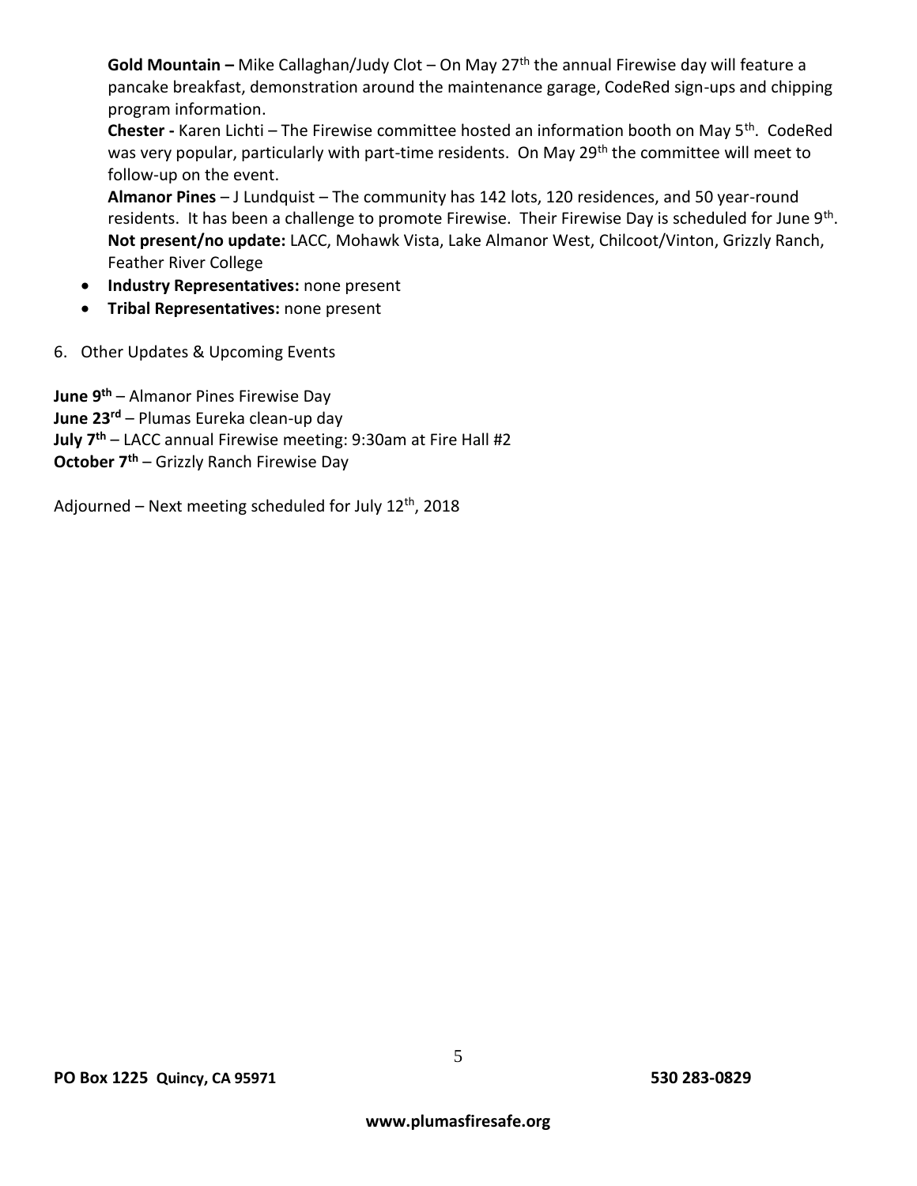**Gold Mountain –** Mike Callaghan/Judy Clot – On May 27th the annual Firewise day will feature a pancake breakfast, demonstration around the maintenance garage, CodeRed sign-ups and chipping program information.

**Chester -** Karen Lichti – The Firewise committee hosted an information booth on May 5th. CodeRed was very popular, particularly with part-time residents. On May 29th the committee will meet to follow-up on the event.

**Almanor Pines** – J Lundquist – The community has 142 lots, 120 residences, and 50 year-round residents. It has been a challenge to promote Firewise. Their Firewise Day is scheduled for June 9th.

**Not present/no update:** LACC, Mohawk Vista, Lake Almanor West, Chilcoot/Vinton, Grizzly Ranch, Feather River College

- **Industry Representatives:** none present
- **Tribal Representatives:** none present

6. Other Updates & Upcoming Events

**June 9th** – Almanor Pines Firewise Day
**June 23rd** – Plumas Eureka clean-up day
**July 7th** – LACC annual Firewise meeting: 9:30am at Fire Hall #2
**October 7th** – Grizzly Ranch Firewise Day

Adjourned – Next meeting scheduled for July 12th, 2018

**PO Box 1225 Quincy, CA 95971** **530 283-0829**

**www.plumasfiresafe.org**